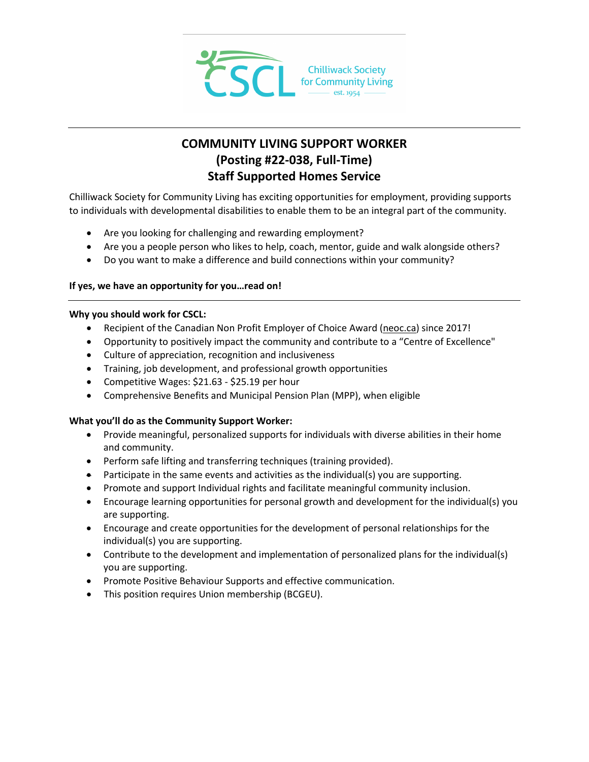CSCL Chilliwack Society for Community Living est. 1954

# COMMUNITY LIVING SUPPORT WORKER
## (Posting #22-038, Full-Time)
## Staff Supported Homes Service

Chilliwack Society for Community Living has exciting opportunities for employment, providing supports to individuals with developmental disabilities to enable them to be an integral part of the community.

- Are you looking for challenging and rewarding employment?
- Are you a people person who likes to help, coach, mentor, guide and walk alongside others?
- Do you want to make a difference and build connections within your community?

**If yes, we have an opportunity for you…read on!**

---

**Why you should work for CSCL:**

- Recipient of the Canadian Non Profit Employer of Choice Award (neoc.ca) since 2017!
- Opportunity to positively impact the community and contribute to a "Centre of Excellence"
- Culture of appreciation, recognition and inclusiveness
- Training, job development, and professional growth opportunities
- Competitive Wages: $21.63 - $25.19 per hour
- Comprehensive Benefits and Municipal Pension Plan (MPP), when eligible

**What you'll do as the Community Support Worker:**

- Provide meaningful, personalized supports for individuals with diverse abilities in their home and community.
- Perform safe lifting and transferring techniques (training provided).
- Participate in the same events and activities as the individual(s) you are supporting.
- Promote and support Individual rights and facilitate meaningful community inclusion.
- Encourage learning opportunities for personal growth and development for the individual(s) you are supporting.
- Encourage and create opportunities for the development of personal relationships for the individual(s) you are supporting.
- Contribute to the development and implementation of personalized plans for the individual(s) you are supporting.
- Promote Positive Behaviour Supports and effective communication.
- This position requires Union membership (BCGEU).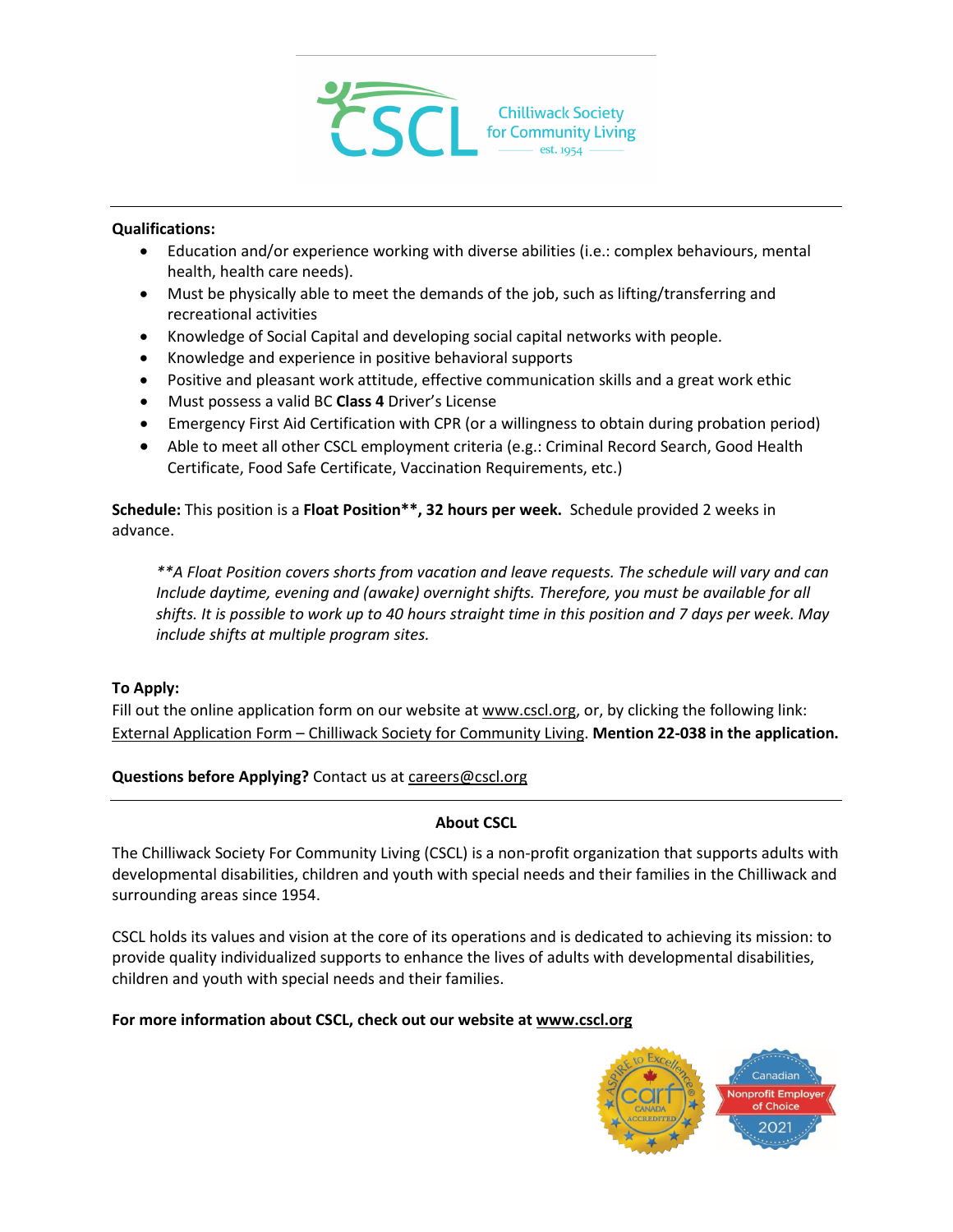**Qualifications:**

- Education and/or experience working with diverse abilities (i.e.: complex behaviours, mental health, health care needs).
- Must be physically able to meet the demands of the job, such as lifting/transferring and recreational activities
- Knowledge of Social Capital and developing social capital networks with people.
- Knowledge and experience in positive behavioral supports
- Positive and pleasant work attitude, effective communication skills and a great work ethic
- Must possess a valid BC **Class 4** Driver's License
- Emergency First Aid Certification with CPR (or a willingness to obtain during probation period)
- Able to meet all other CSCL employment criteria (e.g.: Criminal Record Search, Good Health Certificate, Food Safe Certificate, Vaccination Requirements, etc.)

**Schedule:** This position is a **Float Position**, 32 hours per week.** Schedule provided 2 weeks in advance.

> ***A Float Position covers shorts from vacation and leave requests. The schedule will vary and can Include daytime, evening and (awake) overnight shifts. Therefore, you must be available for all shifts. It is possible to work up to 40 hours straight time in this position and 7 days per week. May include shifts at multiple program sites.*

**To Apply:**
Fill out the online application form on our website at www.cscl.org, or, by clicking the following link: External Application Form – Chilliwack Society for Community Living. **Mention 22-038 in the application.**

**Questions before Applying?** Contact us at careers@cscl.org

---

**About CSCL**

The Chilliwack Society For Community Living (CSCL) is a non-profit organization that supports adults with developmental disabilities, children and youth with special needs and their families in the Chilliwack and surrounding areas since 1954.

CSCL holds its values and vision at the core of its operations and is dedicated to achieving its mission: to provide quality individualized supports to enhance the lives of adults with developmental disabilities, children and youth with special needs and their families.

**For more information about CSCL, check out our website at www.cscl.org**